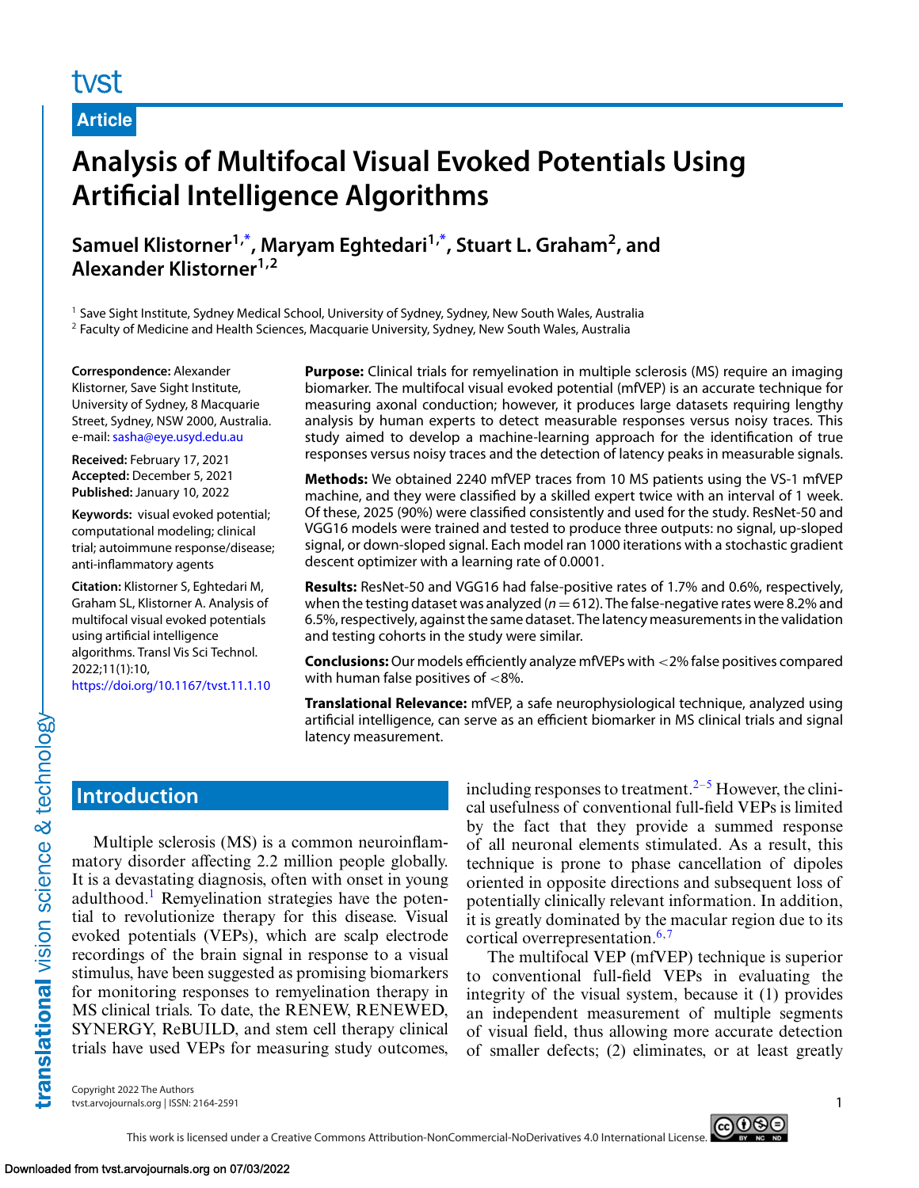Article

# Analysis of Multifocal Visual Evoked Potentials Using Artificial Intelligence Algorithms

**Samuel Klistorner[1,*], Maryam Eghtedari[1,*], Stuart L. Graham[2], and Alexander Klistorner[1,2]**

[1] Save Sight Institute, Sydney Medical School, University of Sydney, Sydney, New South Wales, Australia
[2] Faculty of Medicine and Health Sciences, Macquarie University, Sydney, New South Wales, Australia

**Correspondence:** Alexander Klistorner, Save Sight Institute, University of Sydney, 8 Macquarie Street, Sydney, NSW 2000, Australia. e-mail: sasha@eye.usyd.edu.au

**Received:** February 17, 2021
**Accepted:** December 5, 2021
**Published:** January 10, 2022

**Keywords:** visual evoked potential; computational modeling; clinical trial; autoimmune response/disease; anti-inflammatory agents

**Citation:** Klistorner S, Eghtedari M, Graham SL, Klistorner A. Analysis of multifocal visual evoked potentials using artificial intelligence algorithms. Transl Vis Sci Technol. 2022;11(1):10, https://doi.org/10.1167/tvst.11.1.10

**Purpose:** Clinical trials for remyelination in multiple sclerosis (MS) require an imaging biomarker. The multifocal visual evoked potential (mfVEP) is an accurate technique for measuring axonal conduction; however, it produces large datasets requiring lengthy analysis by human experts to detect measurable responses versus noisy traces. This study aimed to develop a machine-learning approach for the identification of true responses versus noisy traces and the detection of latency peaks in measurable signals.

**Methods:** We obtained 2240 mfVEP traces from 10 MS patients using the VS-1 mfVEP machine, and they were classified by a skilled expert twice with an interval of 1 week. Of these, 2025 (90%) were classified consistently and used for the study. ResNet-50 and VGG16 models were trained and tested to produce three outputs: no signal, up-sloped signal, or down-sloped signal. Each model ran 1000 iterations with a stochastic gradient descent optimizer with a learning rate of 0.0001.

**Results:** ResNet-50 and VGG16 had false-positive rates of 1.7% and 0.6%, respectively, when the testing dataset was analyzed ($n = 612$). The false-negative rates were 8.2% and 6.5%, respectively, against the same dataset. The latency measurements in the validation and testing cohorts in the study were similar.

**Conclusions:** Our models efficiently analyze mfVEPs with <2% false positives compared with human false positives of <8%.

**Translational Relevance:** mfVEP, a safe neurophysiological technique, analyzed using artificial intelligence, can serve as an efficient biomarker in MS clinical trials and signal latency measurement.

## Introduction

Multiple sclerosis (MS) is a common neuroinflammatory disorder affecting 2.2 million people globally. It is a devastating diagnosis, often with onset in young adulthood.[1] Remyelination strategies have the potential to revolutionize therapy for this disease. Visual evoked potentials (VEPs), which are scalp electrode recordings of the brain signal in response to a visual stimulus, have been suggested as promising biomarkers for monitoring responses to remyelination therapy in MS clinical trials. To date, the RENEW, RENEWED, SYNERGY, ReBUILD, and stem cell therapy clinical trials have used VEPs for measuring study outcomes, including responses to treatment.[2–5] However, the clinical usefulness of conventional full-field VEPs is limited by the fact that they provide a summed response of all neuronal elements stimulated. As a result, this technique is prone to phase cancellation of dipoles oriented in opposite directions and subsequent loss of potentially clinically relevant information. In addition, it is greatly dominated by the macular region due to its cortical overrepresentation.[6,7]

The multifocal VEP (mfVEP) technique is superior to conventional full-field VEPs in evaluating the integrity of the visual system, because it (1) provides an independent measurement of multiple segments of visual field, thus allowing more accurate detection of smaller defects; (2) eliminates, or at least greatly

Copyright 2022 The Authors
tvst.arvojournals.org | ISSN: 2164-2591

This work is licensed under a Creative Commons Attribution-NonCommercial-NoDerivatives 4.0 International License.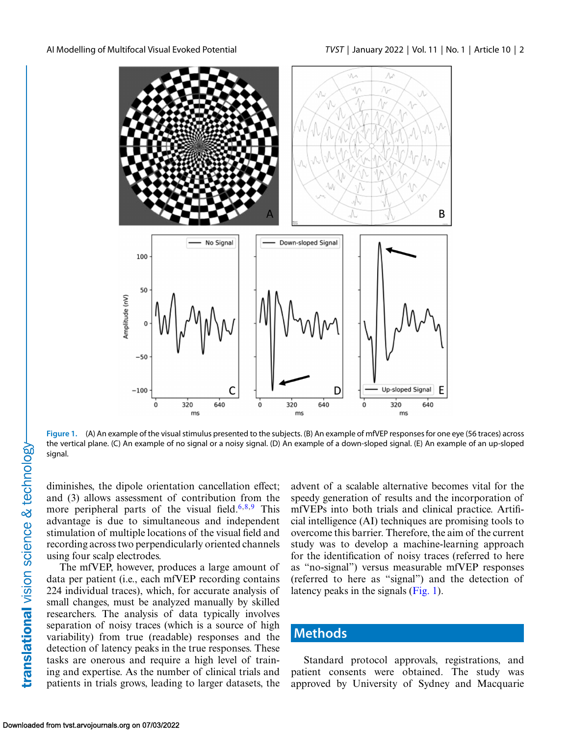Figure 1. (A) An example of the visual stimulus presented to the subjects. (B) An example of mfVEP responses for one eye (56 traces) across the vertical plane. (C) An example of no signal or a noisy signal. (D) An example of a down-sloped signal. (E) An example of an up-sloped signal.

diminishes, the dipole orientation cancellation effect; and (3) allows assessment of contribution from the more peripheral parts of the visual field.[6,8,9] This advantage is due to simultaneous and independent stimulation of multiple locations of the visual field and recording across two perpendicularly oriented channels using four scalp electrodes.

The mfVEP, however, produces a large amount of data per patient (i.e., each mfVEP recording contains 224 individual traces), which, for accurate analysis of small changes, must be analyzed manually by skilled researchers. The analysis of data typically involves separation of noisy traces (which is a source of high variability) from true (readable) responses and the detection of latency peaks in the true responses. These tasks are onerous and require a high level of training and expertise. As the number of clinical trials and patients in trials grows, leading to larger datasets, the advent of a scalable alternative becomes vital for the speedy generation of results and the incorporation of mfVEPs into both trials and clinical practice. Artificial intelligence (AI) techniques are promising tools to overcome this barrier. Therefore, the aim of the current study was to develop a machine-learning approach for the identification of noisy traces (referred to here as "no-signal") versus measurable mfVEP responses (referred to here as "signal") and the detection of latency peaks in the signals (Fig. 1).

## Methods

Standard protocol approvals, registrations, and patient consents were obtained. The study was approved by University of Sydney and Macquarie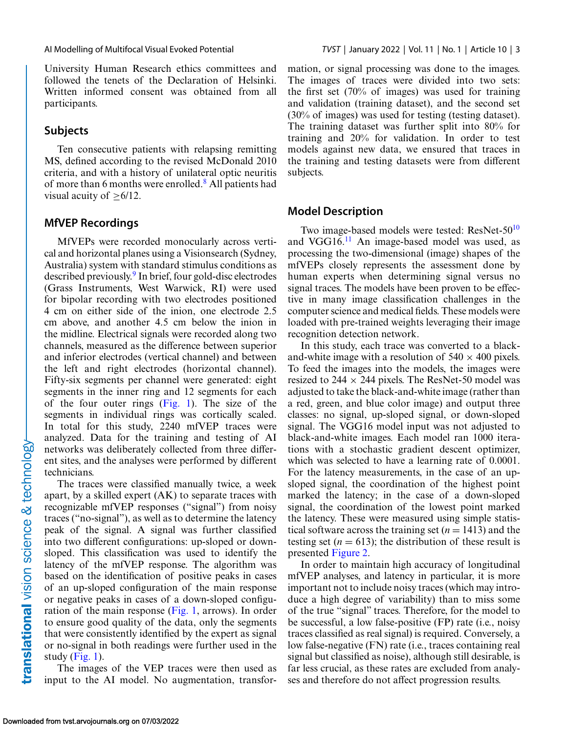University Human Research ethics committees and followed the tenets of the Declaration of Helsinki. Written informed consent was obtained from all participants.

## Subjects

Ten consecutive patients with relapsing remitting MS, defined according to the revised McDonald 2010 criteria, and with a history of unilateral optic neuritis of more than 6 months were enrolled.[8] All patients had visual acuity of ≥6/12.

## MfVEP Recordings

MfVEPs were recorded monocularly across vertical and horizontal planes using a Visionsearch (Sydney, Australia) system with standard stimulus conditions as described previously.[9] In brief, four gold-disc electrodes (Grass Instruments, West Warwick, RI) were used for bipolar recording with two electrodes positioned 4 cm on either side of the inion, one electrode 2.5 cm above, and another 4.5 cm below the inion in the midline. Electrical signals were recorded along two channels, measured as the difference between superior and inferior electrodes (vertical channel) and between the left and right electrodes (horizontal channel). Fifty-six segments per channel were generated: eight segments in the inner ring and 12 segments for each of the four outer rings (Fig. 1). The size of the segments in individual rings was cortically scaled. In total for this study, 2240 mfVEP traces were analyzed. Data for the training and testing of AI networks was deliberately collected from three different sites, and the analyses were performed by different technicians.

The traces were classified manually twice, a week apart, by a skilled expert (AK) to separate traces with recognizable mfVEP responses ("signal") from noisy traces ("no-signal"), as well as to determine the latency peak of the signal. A signal was further classified into two different configurations: up-sloped or down-sloped. This classification was used to identify the latency of the mfVEP response. The algorithm was based on the identification of positive peaks in cases of an up-sloped configuration of the main response or negative peaks in cases of a down-sloped configuration of the main response (Fig. 1, arrows). In order to ensure good quality of the data, only the segments that were consistently identified by the expert as signal or no-signal in both readings were further used in the study (Fig. 1).

The images of the VEP traces were then used as input to the AI model. No augmentation, transformation, or signal processing was done to the images. The images of traces were divided into two sets: the first set (70% of images) was used for training and validation (training dataset), and the second set (30% of images) was used for testing (testing dataset). The training dataset was further split into 80% for training and 20% for validation. In order to test models against new data, we ensured that traces in the training and testing datasets were from different subjects.

## Model Description

Two image-based models were tested: ResNet-50[10] and VGG16.[11] An image-based model was used, as processing the two-dimensional (image) shapes of the mfVEPs closely represents the assessment done by human experts when determining signal versus no signal traces. The models have been proven to be effective in many image classification challenges in the computer science and medical fields. These models were loaded with pre-trained weights leveraging their image recognition detection network.

In this study, each trace was converted to a black-and-white image with a resolution of 540 × 400 pixels. To feed the images into the models, the images were resized to 244 × 244 pixels. The ResNet-50 model was adjusted to take the black-and-white image (rather than a red, green, and blue color image) and output three classes: no signal, up-sloped signal, or down-sloped signal. The VGG16 model input was not adjusted to black-and-white images. Each model ran 1000 iterations with a stochastic gradient descent optimizer, which was selected to have a learning rate of 0.0001. For the latency measurements, in the case of an up-sloped signal, the coordination of the highest point marked the latency; in the case of a down-sloped signal, the coordination of the lowest point marked the latency. These were measured using simple statistical software across the training set ($n = 1413$) and the testing set ($n = 613$); the distribution of these result is presented Figure 2.

In order to maintain high accuracy of longitudinal mfVEP analyses, and latency in particular, it is more important not to include noisy traces (which may introduce a high degree of variability) than to miss some of the true "signal" traces. Therefore, for the model to be successful, a low false-positive (FP) rate (i.e., noisy traces classified as real signal) is required. Conversely, a low false-negative (FN) rate (i.e., traces containing real signal but classified as noise), although still desirable, is far less crucial, as these rates are excluded from analyses and therefore do not affect progression results.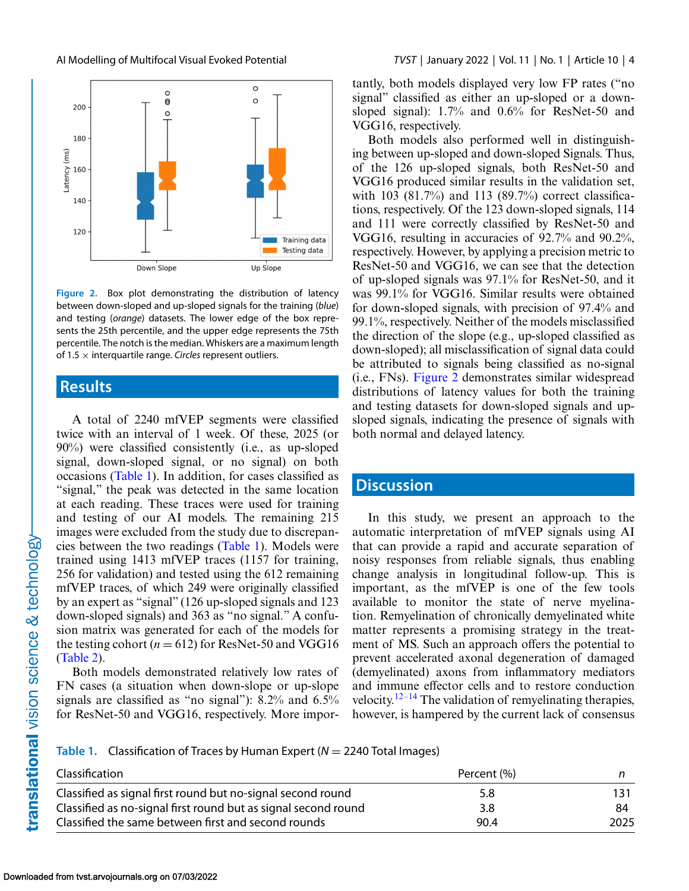Figure 2. Box plot demonstrating the distribution of latency between down-sloped and up-sloped signals for the training (*blue*) and testing (*orange*) datasets. The lower edge of the box represents the 25th percentile, and the upper edge represents the 75th percentile. The notch is the median. Whiskers are a maximum length of 1.5 × interquartile range. *Circles* represent outliers.

## Results

A total of 2240 mfVEP segments were classified twice with an interval of 1 week. Of these, 2025 (or 90%) were classified consistently (i.e., as up-sloped signal, down-sloped signal, or no signal) on both occasions (Table 1). In addition, for cases classified as "signal," the peak was detected in the same location at each reading. These traces were used for training and testing of our AI models. The remaining 215 images were excluded from the study due to discrepancies between the two readings (Table 1). Models were trained using 1413 mfVEP traces (1157 for training, 256 for validation) and tested using the 612 remaining mfVEP traces, of which 249 were originally classified by an expert as "signal" (126 up-sloped signals and 123 down-sloped signals) and 363 as "no signal." A confusion matrix was generated for each of the models for the testing cohort ($n = 612$) for ResNet-50 and VGG16 (Table 2).

Both models demonstrated relatively low rates of FN cases (a situation when down-slope or up-slope signals are classified as "no signal"): 8.2% and 6.5% for ResNet-50 and VGG16, respectively. More importantly, both models displayed very low FP rates ("no signal" classified as either an up-sloped or a down-sloped signal): 1.7% and 0.6% for ResNet-50 and VGG16, respectively.

Both models also performed well in distinguishing between up-sloped and down-sloped Signals. Thus, of the 126 up-sloped signals, both ResNet-50 and VGG16 produced similar results in the validation set, with 103 (81.7%) and 113 (89.7%) correct classifications, respectively. Of the 123 down-sloped signals, 114 and 111 were correctly classified by ResNet-50 and VGG16, resulting in accuracies of 92.7% and 90.2%, respectively. However, by applying a precision metric to ResNet-50 and VGG16, we can see that the detection of up-sloped signals was 97.1% for ResNet-50, and it was 99.1% for VGG16. Similar results were obtained for down-sloped signals, with precision of 97.4% and 99.1%, respectively. Neither of the models misclassified the direction of the slope (e.g., up-sloped classified as down-sloped); all misclassification of signal data could be attributed to signals being classified as no-signal (i.e., FNs). Figure 2 demonstrates similar widespread distributions of latency values for both the training and testing datasets for down-sloped signals and up-sloped signals, indicating the presence of signals with both normal and delayed latency.

## Discussion

In this study, we present an approach to the automatic interpretation of mfVEP signals using AI that can provide a rapid and accurate separation of noisy responses from reliable signals, thus enabling change analysis in longitudinal follow-up. This is important, as the mfVEP is one of the few tools available to monitor the state of nerve myelination. Remyelination of chronically demyelinated white matter represents a promising strategy in the treatment of MS. Such an approach offers the potential to prevent accelerated axonal degeneration of damaged (demyelinated) axons from inflammatory mediators and immune effector cells and to restore conduction velocity.[12–14] The validation of remyelinating therapies, however, is hampered by the current lack of consensus

Table 1. Classification of Traces by Human Expert ($N = 2240$ Total Images)

| Classification | Percent (%) | *n* |
|---|---|---|
| Classified as signal first round but no-signal second round | 5.8 | 131 |
| Classified as no-signal first round but as signal second round | 3.8 | 84 |
| Classified the same between first and second rounds | 90.4 | 2025 |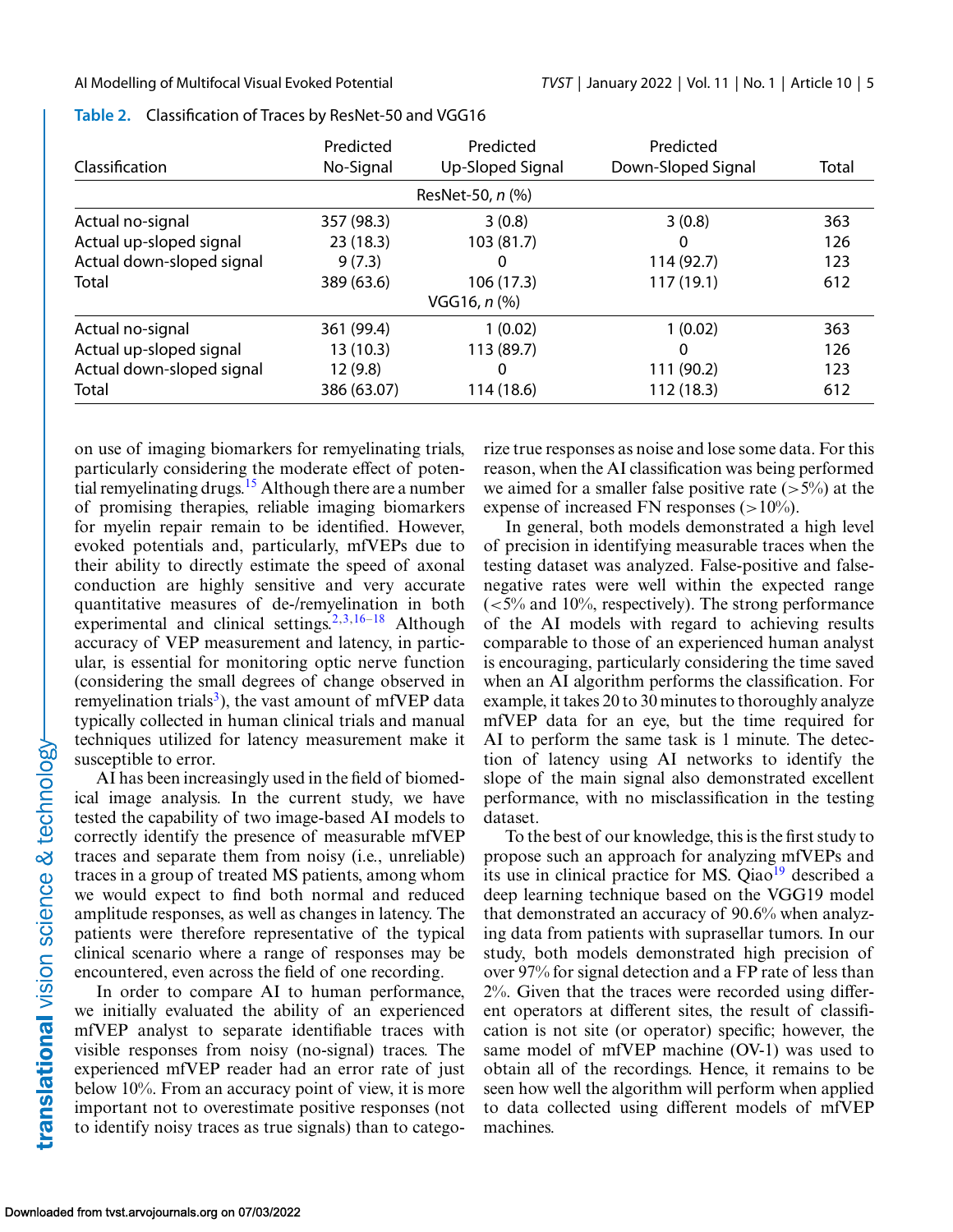**Table 2.** Classification of Traces by ResNet-50 and VGG16

| Classification | Predicted No-Signal | Predicted Up-Sloped Signal | Predicted Down-Sloped Signal | Total |
|---|---|---|---|---|
| ResNet-50, *n* (%) | | | | |
| Actual no-signal | 357 (98.3) | 3 (0.8) | 3 (0.8) | 363 |
| Actual up-sloped signal | 23 (18.3) | 103 (81.7) | 0 | 126 |
| Actual down-sloped signal | 9 (7.3) | 0 | 114 (92.7) | 123 |
| Total | 389 (63.6) | 106 (17.3) | 117 (19.1) | 612 |
| VGG16, *n* (%) | | | | |
| Actual no-signal | 361 (99.4) | 1 (0.02) | 1 (0.02) | 363 |
| Actual up-sloped signal | 13 (10.3) | 113 (89.7) | 0 | 126 |
| Actual down-sloped signal | 12 (9.8) | 0 | 111 (90.2) | 123 |
| Total | 386 (63.07) | 114 (18.6) | 112 (18.3) | 612 |

on use of imaging biomarkers for remyelinating trials, particularly considering the moderate effect of potential remyelinating drugs.[15] Although there are a number of promising therapies, reliable imaging biomarkers for myelin repair remain to be identified. However, evoked potentials and, particularly, mfVEPs due to their ability to directly estimate the speed of axonal conduction are highly sensitive and very accurate quantitative measures of de-/remyelination in both experimental and clinical settings.[2,3,16–18] Although accuracy of VEP measurement and latency, in particular, is essential for monitoring optic nerve function (considering the small degrees of change observed in remyelination trials[3]), the vast amount of mfVEP data typically collected in human clinical trials and manual techniques utilized for latency measurement make it susceptible to error.

AI has been increasingly used in the field of biomedical image analysis. In the current study, we have tested the capability of two image-based AI models to correctly identify the presence of measurable mfVEP traces and separate them from noisy (i.e., unreliable) traces in a group of treated MS patients, among whom we would expect to find both normal and reduced amplitude responses, as well as changes in latency. The patients were therefore representative of the typical clinical scenario where a range of responses may be encountered, even across the field of one recording.

In order to compare AI to human performance, we initially evaluated the ability of an experienced mfVEP analyst to separate identifiable traces with visible responses from noisy (no-signal) traces. The experienced mfVEP reader had an error rate of just below 10%. From an accuracy point of view, it is more important not to overestimate positive responses (not to identify noisy traces as true signals) than to categorize true responses as noise and lose some data. For this reason, when the AI classification was being performed we aimed for a smaller false positive rate ($>5\%$) at the expense of increased FN responses ($>10\%$).

In general, both models demonstrated a high level of precision in identifying measurable traces when the testing dataset was analyzed. False-positive and false-negative rates were well within the expected range ($<5\%$ and 10%, respectively). The strong performance of the AI models with regard to achieving results comparable to those of an experienced human analyst is encouraging, particularly considering the time saved when an AI algorithm performs the classification. For example, it takes 20 to 30 minutes to thoroughly analyze mfVEP data for an eye, but the time required for AI to perform the same task is 1 minute. The detection of latency using AI networks to identify the slope of the main signal also demonstrated excellent performance, with no misclassification in the testing dataset.

To the best of our knowledge, this is the first study to propose such an approach for analyzing mfVEPs and its use in clinical practice for MS. Qiao[19] described a deep learning technique based on the VGG19 model that demonstrated an accuracy of 90.6% when analyzing data from patients with suprasellar tumors. In our study, both models demonstrated high precision of over 97% for signal detection and a FP rate of less than 2%. Given that the traces were recorded using different operators at different sites, the result of classification is not site (or operator) specific; however, the same model of mfVEP machine (OV-1) was used to obtain all of the recordings. Hence, it remains to be seen how well the algorithm will perform when applied to data collected using different models of mfVEP machines.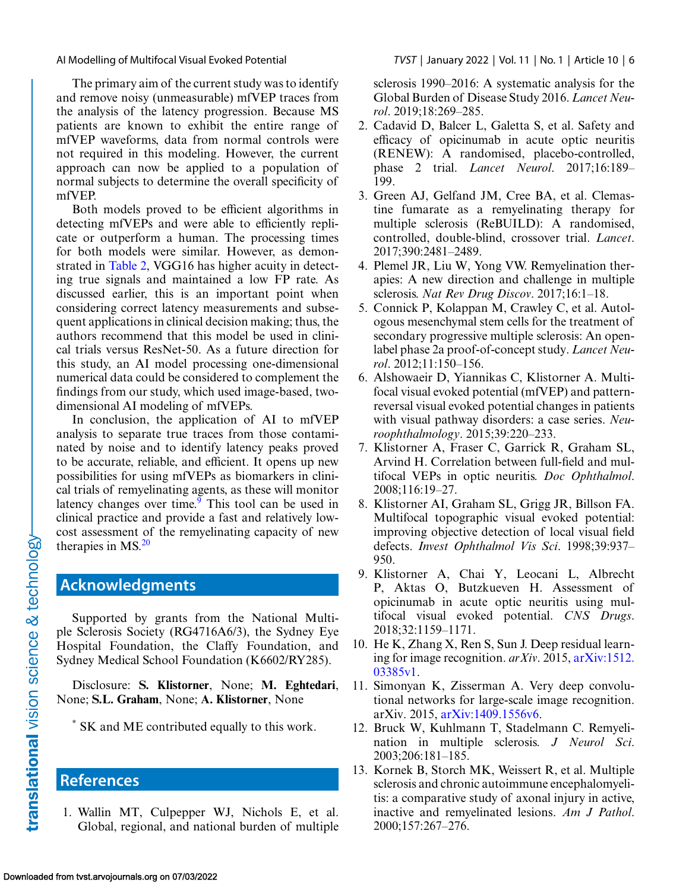The primary aim of the current study was to identify and remove noisy (unmeasurable) mfVEP traces from the analysis of the latency progression. Because MS patients are known to exhibit the entire range of mfVEP waveforms, data from normal controls were not required in this modeling. However, the current approach can now be applied to a population of normal subjects to determine the overall specificity of mfVEP.

Both models proved to be efficient algorithms in detecting mfVEPs and were able to efficiently replicate or outperform a human. The processing times for both models were similar. However, as demonstrated in Table 2, VGG16 has higher acuity in detecting true signals and maintained a low FP rate. As discussed earlier, this is an important point when considering correct latency measurements and subsequent applications in clinical decision making; thus, the authors recommend that this model be used in clinical trials versus ResNet-50. As a future direction for this study, an AI model processing one-dimensional numerical data could be considered to complement the findings from our study, which used image-based, two-dimensional AI modeling of mfVEPs.

In conclusion, the application of AI to mfVEP analysis to separate true traces from those contaminated by noise and to identify latency peaks proved to be accurate, reliable, and efficient. It opens up new possibilities for using mfVEPs as biomarkers in clinical trials of remyelinating agents, as these will monitor latency changes over time.[9] This tool can be used in clinical practice and provide a fast and relatively low-cost assessment of the remyelinating capacity of new therapies in MS.[20]

## Acknowledgments

Supported by grants from the National Multiple Sclerosis Society (RG4716A6/3), the Sydney Eye Hospital Foundation, the Claffy Foundation, and Sydney Medical School Foundation (K6602/RY285).

Disclosure: **S. Klistorner**, None; **M. Eghtedari**, None; **S.L. Graham**, None; **A. Klistorner**, None

[*] SK and ME contributed equally to this work.

## References

1. Wallin MT, Culpepper WJ, Nichols E, et al. Global, regional, and national burden of multiple sclerosis 1990–2016: A systematic analysis for the Global Burden of Disease Study 2016. *Lancet Neurol*. 2019;18:269–285.
2. Cadavid D, Balcer L, Galetta S, et al. Safety and efficacy of opicinumab in acute optic neuritis (RENEW): A randomised, placebo-controlled, phase 2 trial. *Lancet Neurol*. 2017;16:189–199.
3. Green AJ, Gelfand JM, Cree BA, et al. Clemastine fumarate as a remyelinating therapy for multiple sclerosis (ReBUILD): A randomised, controlled, double-blind, crossover trial. *Lancet*. 2017;390:2481–2489.
4. Plemel JR, Liu W, Yong VW. Remyelination therapies: A new direction and challenge in multiple sclerosis. *Nat Rev Drug Discov*. 2017;16:1–18.
5. Connick P, Kolappan M, Crawley C, et al. Autologous mesenchymal stem cells for the treatment of secondary progressive multiple sclerosis: An open-label phase 2a proof-of-concept study. *Lancet Neurol*. 2012;11:150–156.
6. Alshowaeir D, Yiannikas C, Klistorner A. Multifocal visual evoked potential (mfVEP) and pattern-reversal visual evoked potential changes in patients with visual pathway disorders: a case series. *Neuroophthalmology*. 2015;39:220–233.
7. Klistorner A, Fraser C, Garrick R, Graham SL, Arvind H. Correlation between full-field and multifocal VEPs in optic neuritis. *Doc Ophthalmol*. 2008;116:19–27.
8. Klistorner AI, Graham SL, Grigg JR, Billson FA. Multifocal topographic visual evoked potential: improving objective detection of local visual field defects. *Invest Ophthalmol Vis Sci*. 1998;39:937–950.
9. Klistorner A, Chai Y, Leocani L, Albrecht P, Aktas O, Butzkueven H. Assessment of opicinumab in acute optic neuritis using multifocal visual evoked potential. *CNS Drugs*. 2018;32:1159–1171.
10. He K, Zhang X, Ren S, Sun J. Deep residual learning for image recognition. *arXiv*. 2015, arXiv:1512.03385v1.
11. Simonyan K, Zisserman A. Very deep convolutional networks for large-scale image recognition. arXiv. 2015, arXiv:1409.1556v6.
12. Bruck W, Kuhlmann T, Stadelmann C. Remyelination in multiple sclerosis. *J Neurol Sci*. 2003;206:181–185.
13. Kornek B, Storch MK, Weissert R, et al. Multiple sclerosis and chronic autoimmune encephalomyelitis: a comparative study of axonal injury in active, inactive and remyelinated lesions. *Am J Pathol*. 2000;157:267–276.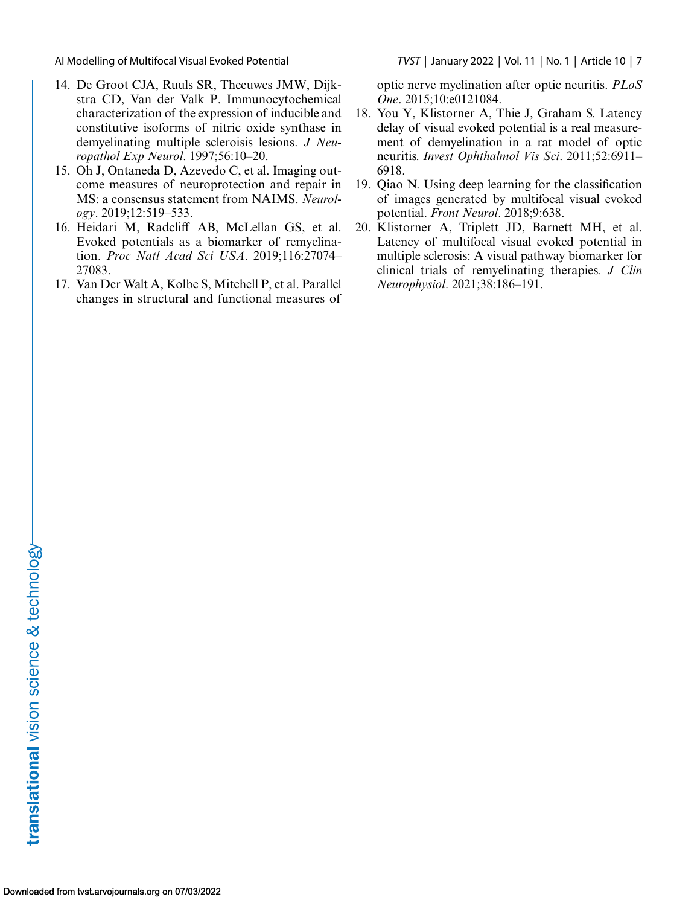14. De Groot CJA, Ruuls SR, Theeuwes JMW, Dijkstra CD, Van der Valk P. Immunocytochemical characterization of the expression of inducible and constitutive isoforms of nitric oxide synthase in demyelinating multiple scleroisis lesions. *J Neuropathol Exp Neurol*. 1997;56:10–20.
15. Oh J, Ontaneda D, Azevedo C, et al. Imaging outcome measures of neuroprotection and repair in MS: a consensus statement from NAIMS. *Neurology*. 2019;12:519–533.
16. Heidari M, Radcliff AB, McLellan GS, et al. Evoked potentials as a biomarker of remyelination. *Proc Natl Acad Sci USA*. 2019;116:27074–27083.
17. Van Der Walt A, Kolbe S, Mitchell P, et al. Parallel changes in structural and functional measures of optic nerve myelination after optic neuritis. *PLoS One*. 2015;10:e0121084.
18. You Y, Klistorner A, Thie J, Graham S. Latency delay of visual evoked potential is a real measurement of demyelination in a rat model of optic neuritis. *Invest Ophthalmol Vis Sci*. 2011;52:6911–6918.
19. Qiao N. Using deep learning for the classification of images generated by multifocal visual evoked potential. *Front Neurol*. 2018;9:638.
20. Klistorner A, Triplett JD, Barnett MH, et al. Latency of multifocal visual evoked potential in multiple sclerosis: A visual pathway biomarker for clinical trials of remyelinating therapies. *J Clin Neurophysiol*. 2021;38:186–191.